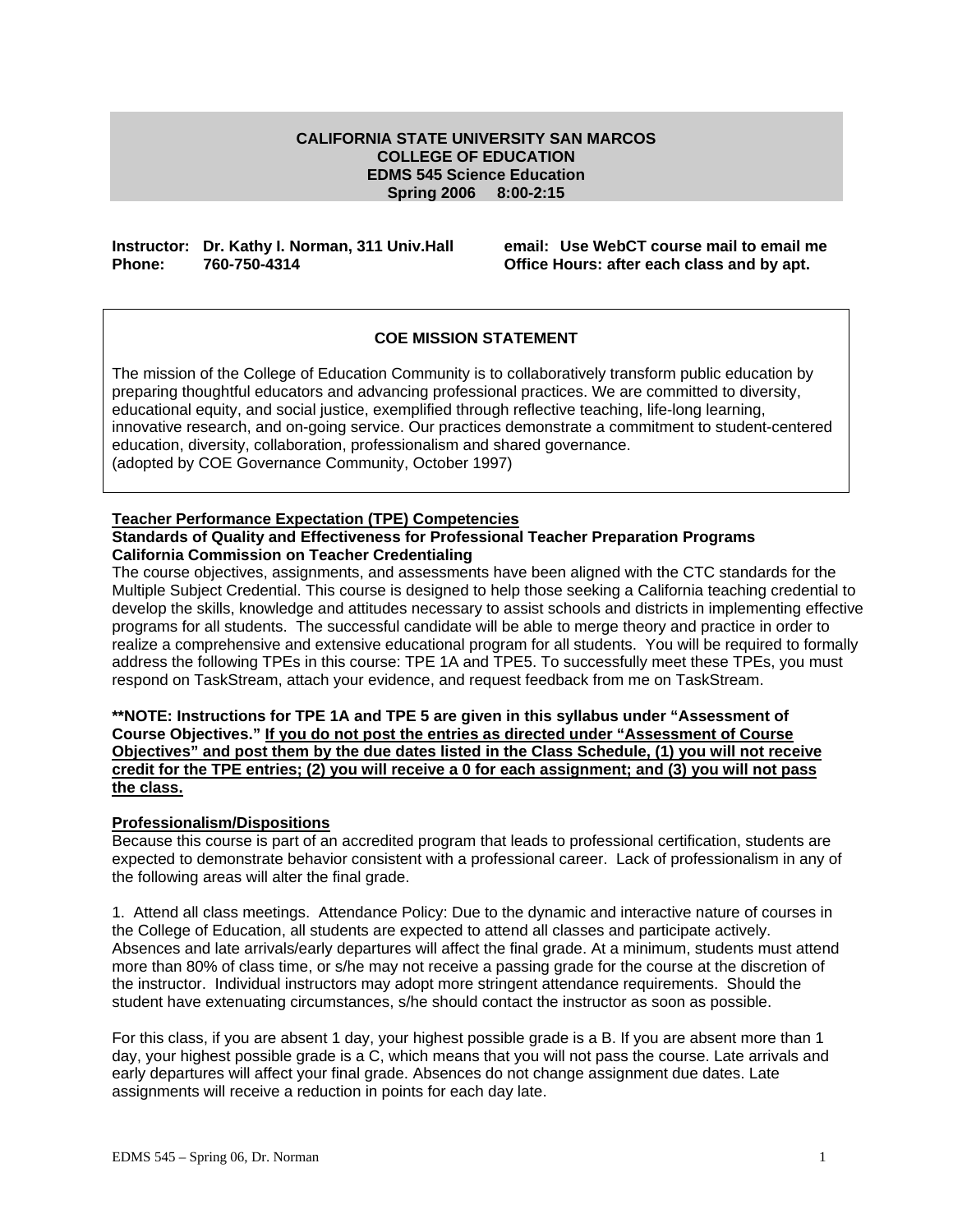**CALIFORNIA STATE UNIVERSITY SAN MARCOS**
**COLLEGE OF EDUCATION**
**EDMS 545 Science Education**
**Spring 2006 8:00-2:15**

**Instructor: Dr. Kathy I. Norman, 311 Univ.Hall**
**Phone: 760-750-4314**

**email: Use WebCT course mail to email me**
**Office Hours: after each class and by apt.**

## COE MISSION STATEMENT

The mission of the College of Education Community is to collaboratively transform public education by preparing thoughtful educators and advancing professional practices. We are committed to diversity, educational equity, and social justice, exemplified through reflective teaching, life-long learning, innovative research, and on-going service. Our practices demonstrate a commitment to student-centered education, diversity, collaboration, professionalism and shared governance.
(adopted by COE Governance Community, October 1997)

**Teacher Performance Expectation (TPE) Competencies**

**Standards of Quality and Effectiveness for Professional Teacher Preparation Programs California Commission on Teacher Credentialing**

The course objectives, assignments, and assessments have been aligned with the CTC standards for the Multiple Subject Credential. This course is designed to help those seeking a California teaching credential to develop the skills, knowledge and attitudes necessary to assist schools and districts in implementing effective programs for all students. The successful candidate will be able to merge theory and practice in order to realize a comprehensive and extensive educational program for all students. You will be required to formally address the following TPEs in this course: TPE 1A and TPE5. To successfully meet these TPEs, you must respond on TaskStream, attach your evidence, and request feedback from me on TaskStream.

**\*\*NOTE: Instructions for TPE 1A and TPE 5 are given in this syllabus under "Assessment of Course Objectives." If you do not post the entries as directed under "Assessment of Course Objectives" and post them by the due dates listed in the Class Schedule, (1) you will not receive credit for the TPE entries; (2) you will receive a 0 for each assignment; and (3) you will not pass the class.**

**Professionalism/Dispositions**

Because this course is part of an accredited program that leads to professional certification, students are expected to demonstrate behavior consistent with a professional career. Lack of professionalism in any of the following areas will alter the final grade.

1. Attend all class meetings. Attendance Policy: Due to the dynamic and interactive nature of courses in the College of Education, all students are expected to attend all classes and participate actively. Absences and late arrivals/early departures will affect the final grade. At a minimum, students must attend more than 80% of class time, or s/he may not receive a passing grade for the course at the discretion of the instructor. Individual instructors may adopt more stringent attendance requirements. Should the student have extenuating circumstances, s/he should contact the instructor as soon as possible.

For this class, if you are absent 1 day, your highest possible grade is a B. If you are absent more than 1 day, your highest possible grade is a C, which means that you will not pass the course. Late arrivals and early departures will affect your final grade. Absences do not change assignment due dates. Late assignments will receive a reduction in points for each day late.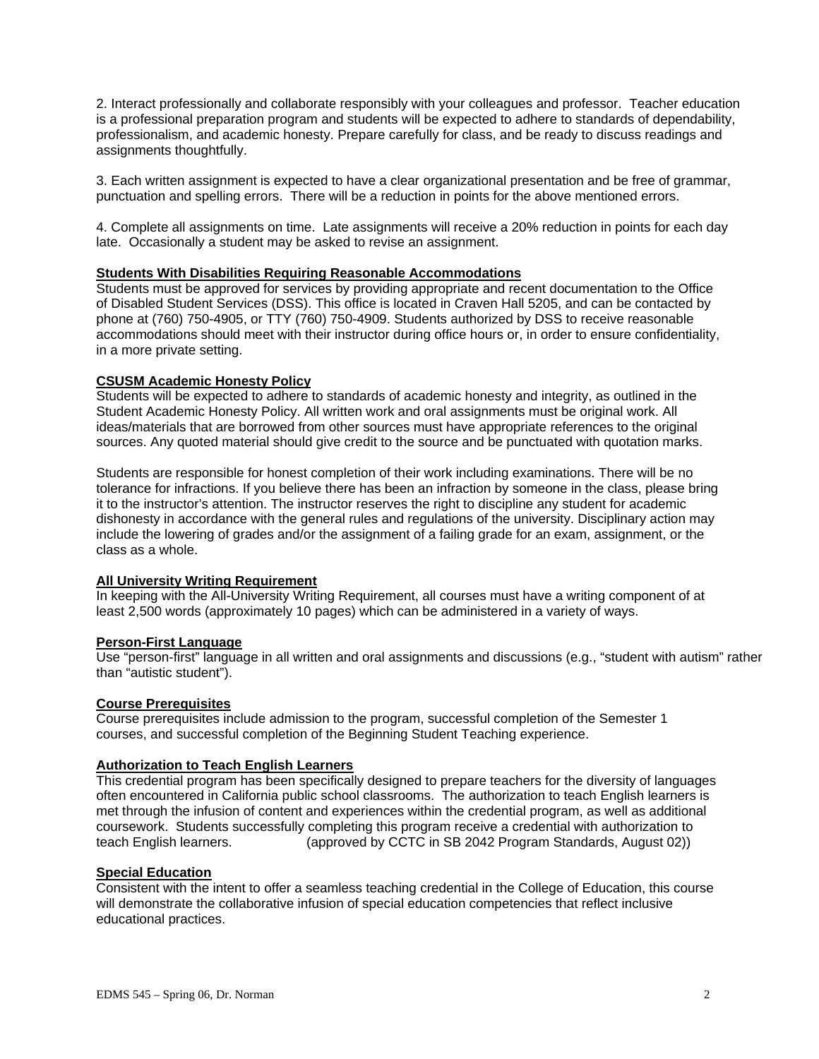2. Interact professionally and collaborate responsibly with your colleagues and professor. Teacher education is a professional preparation program and students will be expected to adhere to standards of dependability, professionalism, and academic honesty. Prepare carefully for class, and be ready to discuss readings and assignments thoughtfully.

3. Each written assignment is expected to have a clear organizational presentation and be free of grammar, punctuation and spelling errors. There will be a reduction in points for the above mentioned errors.

4. Complete all assignments on time. Late assignments will receive a 20% reduction in points for each day late. Occasionally a student may be asked to revise an assignment.

**Students With Disabilities Requiring Reasonable Accommodations**

Students must be approved for services by providing appropriate and recent documentation to the Office of Disabled Student Services (DSS). This office is located in Craven Hall 5205, and can be contacted by phone at (760) 750-4905, or TTY (760) 750-4909. Students authorized by DSS to receive reasonable accommodations should meet with their instructor during office hours or, in order to ensure confidentiality, in a more private setting.

**CSUSM Academic Honesty Policy**

Students will be expected to adhere to standards of academic honesty and integrity, as outlined in the Student Academic Honesty Policy. All written work and oral assignments must be original work. All ideas/materials that are borrowed from other sources must have appropriate references to the original sources. Any quoted material should give credit to the source and be punctuated with quotation marks.

Students are responsible for honest completion of their work including examinations. There will be no tolerance for infractions. If you believe there has been an infraction by someone in the class, please bring it to the instructor's attention. The instructor reserves the right to discipline any student for academic dishonesty in accordance with the general rules and regulations of the university. Disciplinary action may include the lowering of grades and/or the assignment of a failing grade for an exam, assignment, or the class as a whole.

**All University Writing Requirement**

In keeping with the All-University Writing Requirement, all courses must have a writing component of at least 2,500 words (approximately 10 pages) which can be administered in a variety of ways.

**Person-First Language**

Use "person-first" language in all written and oral assignments and discussions (e.g., "student with autism" rather than "autistic student").

**Course Prerequisites**

Course prerequisites include admission to the program, successful completion of the Semester 1 courses, and successful completion of the Beginning Student Teaching experience.

**Authorization to Teach English Learners**

This credential program has been specifically designed to prepare teachers for the diversity of languages often encountered in California public school classrooms. The authorization to teach English learners is met through the infusion of content and experiences within the credential program, as well as additional coursework. Students successfully completing this program receive a credential with authorization to teach English learners. (approved by CCTC in SB 2042 Program Standards, August 02))

**Special Education**

Consistent with the intent to offer a seamless teaching credential in the College of Education, this course will demonstrate the collaborative infusion of special education competencies that reflect inclusive educational practices.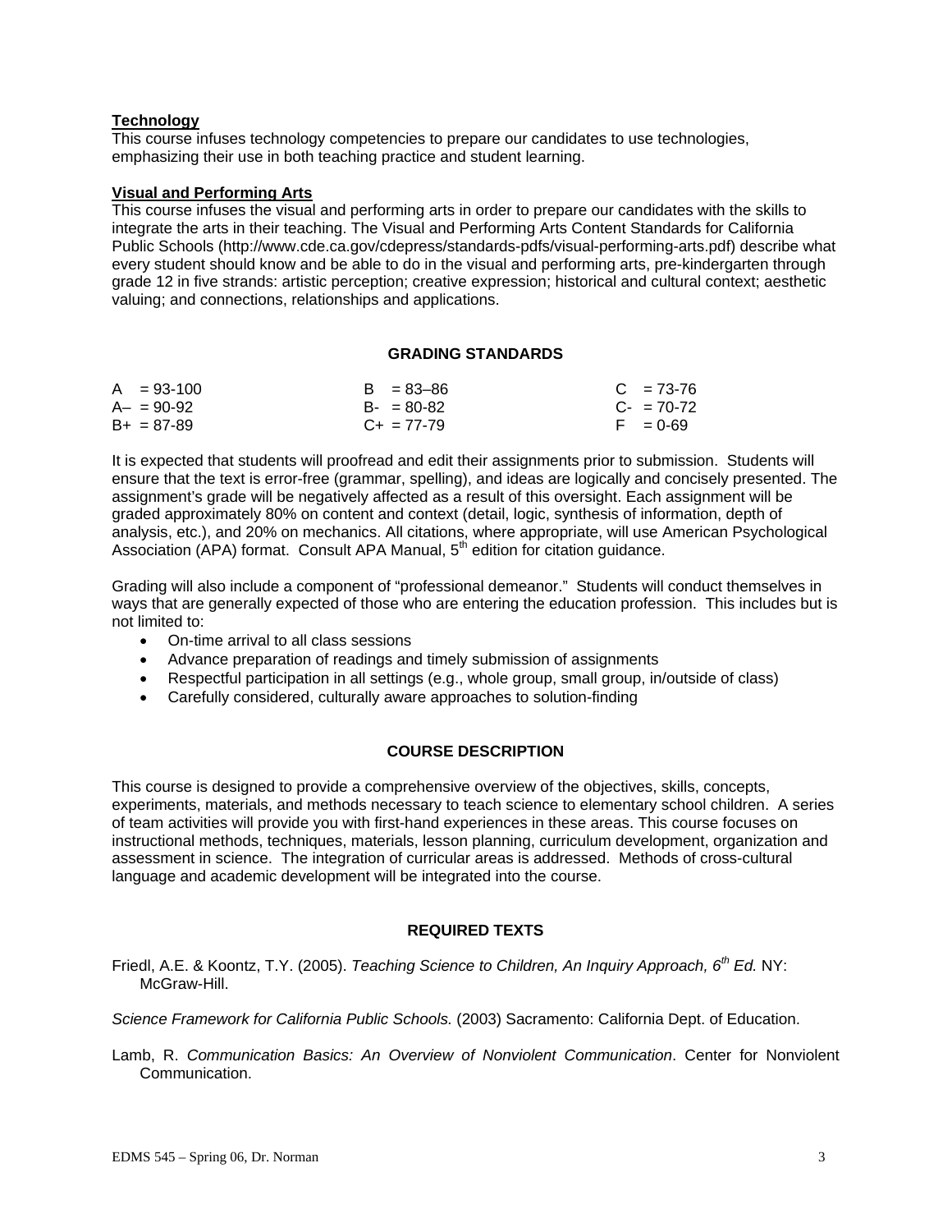**Technology**

This course infuses technology competencies to prepare our candidates to use technologies, emphasizing their use in both teaching practice and student learning.

**Visual and Performing Arts**

This course infuses the visual and performing arts in order to prepare our candidates with the skills to integrate the arts in their teaching. The Visual and Performing Arts Content Standards for California Public Schools (http://www.cde.ca.gov/cdepress/standards-pdfs/visual-performing-arts.pdf) describe what every student should know and be able to do in the visual and performing arts, pre-kindergarten through grade 12 in five strands: artistic perception; creative expression; historical and cultural context; aesthetic valuing; and connections, relationships and applications.

## GRADING STANDARDS

| | | |
|---|---|---|
| A = 93-100 | B = 83–86 | C = 73-76 |
| A– = 90-92 | B- = 80-82 | C- = 70-72 |
| B+ = 87-89 | C+ = 77-79 | F = 0-69 |

It is expected that students will proofread and edit their assignments prior to submission. Students will ensure that the text is error-free (grammar, spelling), and ideas are logically and concisely presented. The assignment's grade will be negatively affected as a result of this oversight. Each assignment will be graded approximately 80% on content and context (detail, logic, synthesis of information, depth of analysis, etc.), and 20% on mechanics. All citations, where appropriate, will use American Psychological Association (APA) format. Consult APA Manual, 5th edition for citation guidance.

Grading will also include a component of "professional demeanor." Students will conduct themselves in ways that are generally expected of those who are entering the education profession. This includes but is not limited to:

- On-time arrival to all class sessions
- Advance preparation of readings and timely submission of assignments
- Respectful participation in all settings (e.g., whole group, small group, in/outside of class)
- Carefully considered, culturally aware approaches to solution-finding

## COURSE DESCRIPTION

This course is designed to provide a comprehensive overview of the objectives, skills, concepts, experiments, materials, and methods necessary to teach science to elementary school children. A series of team activities will provide you with first-hand experiences in these areas. This course focuses on instructional methods, techniques, materials, lesson planning, curriculum development, organization and assessment in science. The integration of curricular areas is addressed. Methods of cross-cultural language and academic development will be integrated into the course.

## REQUIRED TEXTS

Friedl, A.E. & Koontz, T.Y. (2005). *Teaching Science to Children, An Inquiry Approach, 6th Ed.* NY: McGraw-Hill.

*Science Framework for California Public Schools.* (2003) Sacramento: California Dept. of Education.

Lamb, R. *Communication Basics: An Overview of Nonviolent Communication*. Center for Nonviolent Communication.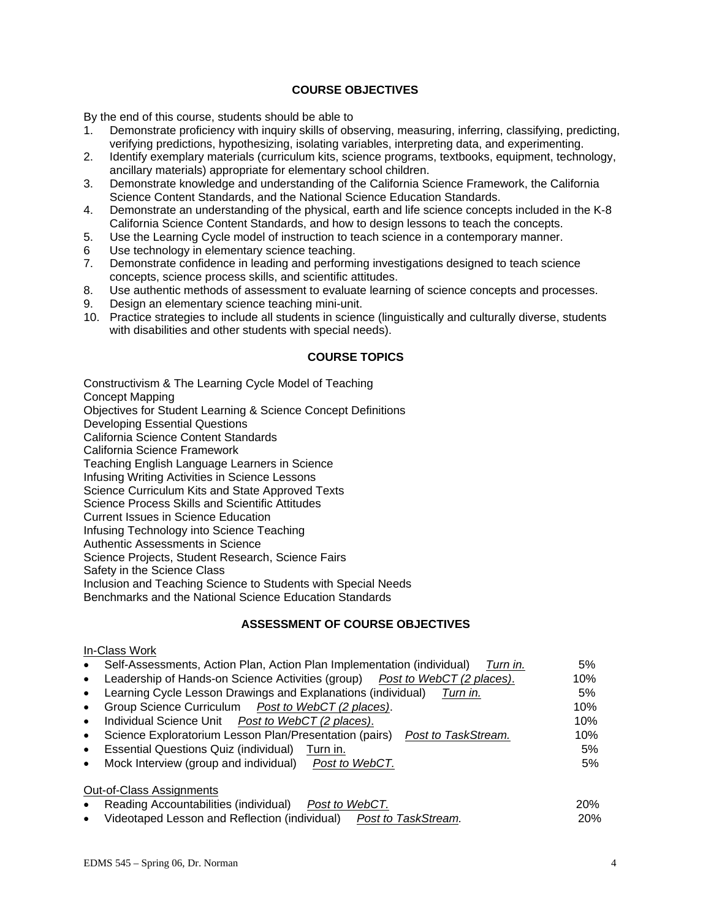## COURSE OBJECTIVES

By the end of this course, students should be able to

1. Demonstrate proficiency with inquiry skills of observing, measuring, inferring, classifying, predicting, verifying predictions, hypothesizing, isolating variables, interpreting data, and experimenting.
2. Identify exemplary materials (curriculum kits, science programs, textbooks, equipment, technology, ancillary materials) appropriate for elementary school children.
3. Demonstrate knowledge and understanding of the California Science Framework, the California Science Content Standards, and the National Science Education Standards.
4. Demonstrate an understanding of the physical, earth and life science concepts included in the K-8 California Science Content Standards, and how to design lessons to teach the concepts.
5. Use the Learning Cycle model of instruction to teach science in a contemporary manner.
6. Use technology in elementary science teaching.
7. Demonstrate confidence in leading and performing investigations designed to teach science concepts, science process skills, and scientific attitudes.
8. Use authentic methods of assessment to evaluate learning of science concepts and processes.
9. Design an elementary science teaching mini-unit.
10. Practice strategies to include all students in science (linguistically and culturally diverse, students with disabilities and other students with special needs).

## COURSE TOPICS

Constructivism & The Learning Cycle Model of Teaching
Concept Mapping
Objectives for Student Learning & Science Concept Definitions
Developing Essential Questions
California Science Content Standards
California Science Framework
Teaching English Language Learners in Science
Infusing Writing Activities in Science Lessons
Science Curriculum Kits and State Approved Texts
Science Process Skills and Scientific Attitudes
Current Issues in Science Education
Infusing Technology into Science Teaching
Authentic Assessments in Science
Science Projects, Student Research, Science Fairs
Safety in the Science Class
Inclusion and Teaching Science to Students with Special Needs
Benchmarks and the National Science Education Standards

## ASSESSMENT OF COURSE OBJECTIVES

In-Class Work

- Self-Assessments, Action Plan, Action Plan Implementation (individual) *Turn in.* 5%
- Leadership of Hands-on Science Activities (group) *Post to WebCT (2 places).* 10%
- Learning Cycle Lesson Drawings and Explanations (individual) *Turn in.* 5%
- Group Science Curriculum *Post to WebCT (2 places).* 10%
- Individual Science Unit *Post to WebCT (2 places).* 10%
- Science Exploratorium Lesson Plan/Presentation (pairs) *Post to TaskStream.* 10%
- Essential Questions Quiz (individual) Turn in. 5%
- Mock Interview (group and individual) *Post to WebCT.* 5%

Out-of-Class Assignments

- Reading Accountabilities (individual) *Post to WebCT.* 20%
- Videotaped Lesson and Reflection (individual) *Post to TaskStream.* 20%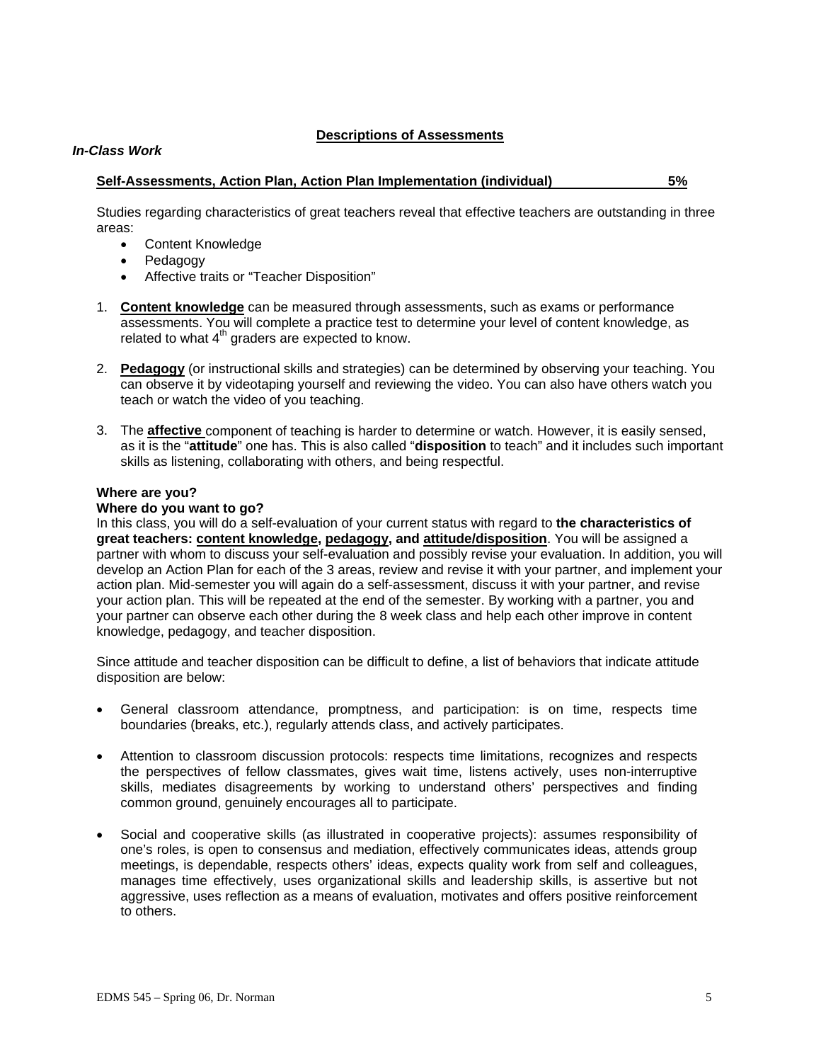## Descriptions of Assessments

### *In-Class Work*

**Self-Assessments, Action Plan, Action Plan Implementation (individual) 5%**

Studies regarding characteristics of great teachers reveal that effective teachers are outstanding in three areas:

- Content Knowledge
- Pedagogy
- Affective traits or "Teacher Disposition"

1. **Content knowledge** can be measured through assessments, such as exams or performance assessments. You will complete a practice test to determine your level of content knowledge, as related to what 4th graders are expected to know.
2. **Pedagogy** (or instructional skills and strategies) can be determined by observing your teaching. You can observe it by videotaping yourself and reviewing the video. You can also have others watch you teach or watch the video of you teaching.
3. The **affective** component of teaching is harder to determine or watch. However, it is easily sensed, as it is the "**attitude**" one has. This is also called "**disposition** to teach" and it includes such important skills as listening, collaborating with others, and being respectful.

**Where are you?**
**Where do you want to go?**
In this class, you will do a self-evaluation of your current status with regard to **the characteristics of great teachers: content knowledge, pedagogy, and attitude/disposition**. You will be assigned a partner with whom to discuss your self-evaluation and possibly revise your evaluation. In addition, you will develop an Action Plan for each of the 3 areas, review and revise it with your partner, and implement your action plan. Mid-semester you will again do a self-assessment, discuss it with your partner, and revise your action plan. This will be repeated at the end of the semester. By working with a partner, you and your partner can observe each other during the 8 week class and help each other improve in content knowledge, pedagogy, and teacher disposition.

Since attitude and teacher disposition can be difficult to define, a list of behaviors that indicate attitude disposition are below:

- General classroom attendance, promptness, and participation: is on time, respects time boundaries (breaks, etc.), regularly attends class, and actively participates.
- Attention to classroom discussion protocols: respects time limitations, recognizes and respects the perspectives of fellow classmates, gives wait time, listens actively, uses non-interruptive skills, mediates disagreements by working to understand others' perspectives and finding common ground, genuinely encourages all to participate.
- Social and cooperative skills (as illustrated in cooperative projects): assumes responsibility of one's roles, is open to consensus and mediation, effectively communicates ideas, attends group meetings, is dependable, respects others' ideas, expects quality work from self and colleagues, manages time effectively, uses organizational skills and leadership skills, is assertive but not aggressive, uses reflection as a means of evaluation, motivates and offers positive reinforcement to others.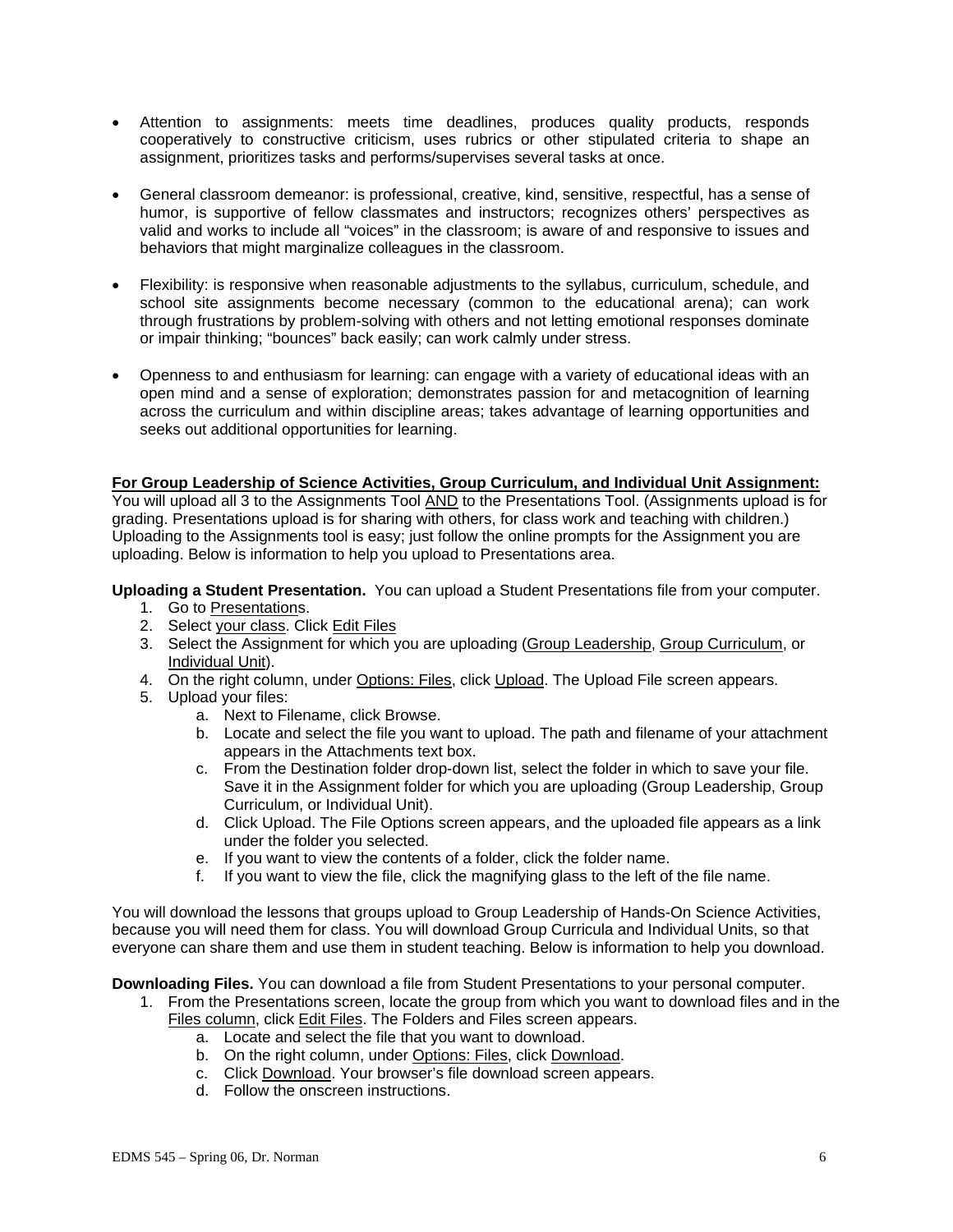- Attention to assignments: meets time deadlines, produces quality products, responds cooperatively to constructive criticism, uses rubrics or other stipulated criteria to shape an assignment, prioritizes tasks and performs/supervises several tasks at once.

- General classroom demeanor: is professional, creative, kind, sensitive, respectful, has a sense of humor, is supportive of fellow classmates and instructors; recognizes others' perspectives as valid and works to include all "voices" in the classroom; is aware of and responsive to issues and behaviors that might marginalize colleagues in the classroom.

- Flexibility: is responsive when reasonable adjustments to the syllabus, curriculum, schedule, and school site assignments become necessary (common to the educational arena); can work through frustrations by problem-solving with others and not letting emotional responses dominate or impair thinking; "bounces" back easily; can work calmly under stress.

- Openness to and enthusiasm for learning: can engage with a variety of educational ideas with an open mind and a sense of exploration; demonstrates passion for and metacognition of learning across the curriculum and within discipline areas; takes advantage of learning opportunities and seeks out additional opportunities for learning.

**For Group Leadership of Science Activities, Group Curriculum, and Individual Unit Assignment:**
You will upload all 3 to the Assignments Tool AND to the Presentations Tool. (Assignments upload is for grading. Presentations upload is for sharing with others, for class work and teaching with children.) Uploading to the Assignments tool is easy; just follow the online prompts for the Assignment you are uploading. Below is information to help you upload to Presentations area.

**Uploading a Student Presentation.** You can upload a Student Presentations file from your computer.

1. Go to Presentations.
2. Select your class. Click Edit Files
3. Select the Assignment for which you are uploading (Group Leadership, Group Curriculum, or Individual Unit).
4. On the right column, under Options: Files, click Upload. The Upload File screen appears.
5. Upload your files:
   a. Next to Filename, click Browse.
   b. Locate and select the file you want to upload. The path and filename of your attachment appears in the Attachments text box.
   c. From the Destination folder drop-down list, select the folder in which to save your file. Save it in the Assignment folder for which you are uploading (Group Leadership, Group Curriculum, or Individual Unit).
   d. Click Upload. The File Options screen appears, and the uploaded file appears as a link under the folder you selected.
   e. If you want to view the contents of a folder, click the folder name.
   f. If you want to view the file, click the magnifying glass to the left of the file name.

You will download the lessons that groups upload to Group Leadership of Hands-On Science Activities, because you will need them for class. You will download Group Curricula and Individual Units, so that everyone can share them and use them in student teaching. Below is information to help you download.

**Downloading Files.** You can download a file from Student Presentations to your personal computer.

1. From the Presentations screen, locate the group from which you want to download files and in the Files column, click Edit Files. The Folders and Files screen appears.
   a. Locate and select the file that you want to download.
   b. On the right column, under Options: Files, click Download.
   c. Click Download. Your browser's file download screen appears.
   d. Follow the onscreen instructions.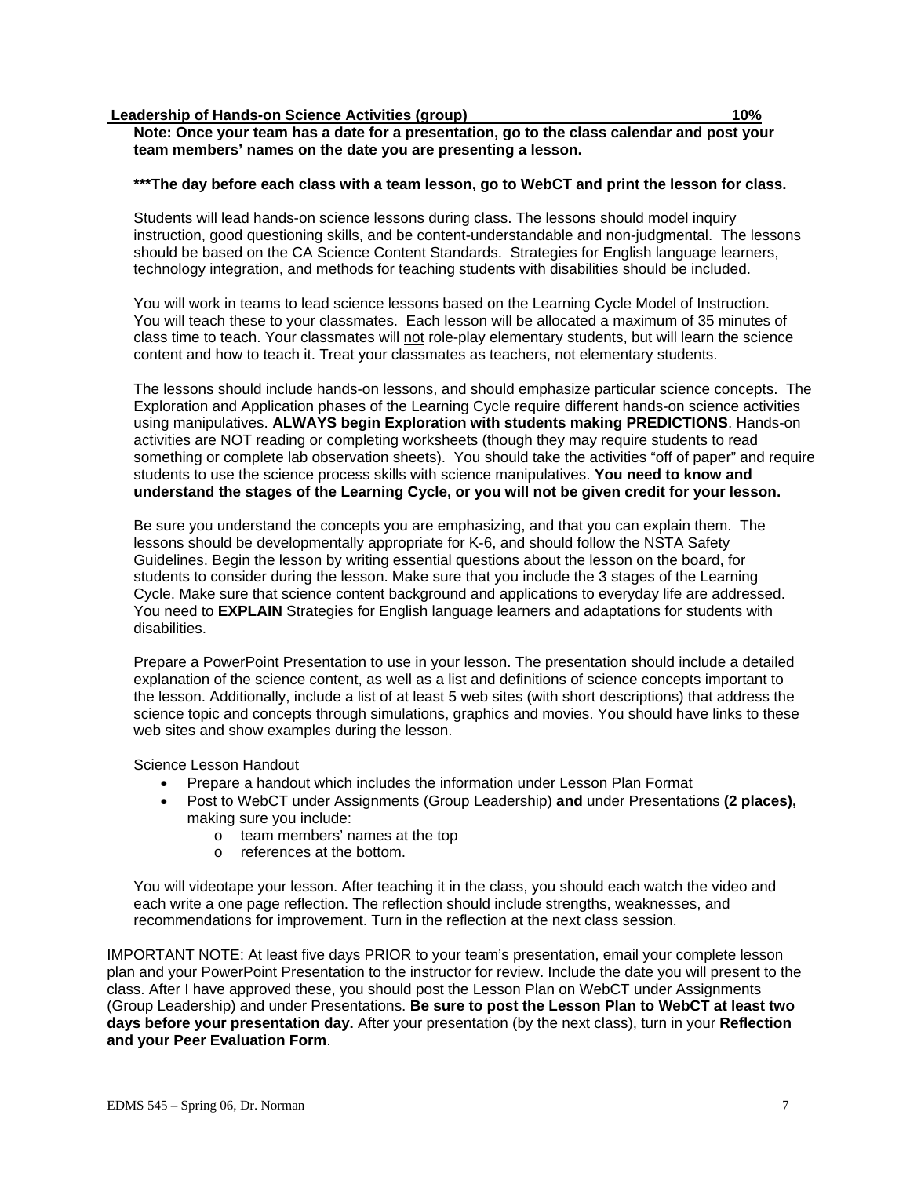**Leadership of Hands-on Science Activities (group) 10%**

**Note: Once your team has a date for a presentation, go to the class calendar and post your team members' names on the date you are presenting a lesson.**

**\*\*\*The day before each class with a team lesson, go to WebCT and print the lesson for class.**

Students will lead hands-on science lessons during class. The lessons should model inquiry instruction, good questioning skills, and be content-understandable and non-judgmental. The lessons should be based on the CA Science Content Standards. Strategies for English language learners, technology integration, and methods for teaching students with disabilities should be included.

You will work in teams to lead science lessons based on the Learning Cycle Model of Instruction. You will teach these to your classmates. Each lesson will be allocated a maximum of 35 minutes of class time to teach. Your classmates will <u>not</u> role-play elementary students, but will learn the science content and how to teach it. Treat your classmates as teachers, not elementary students.

The lessons should include hands-on lessons, and should emphasize particular science concepts. The Exploration and Application phases of the Learning Cycle require different hands-on science activities using manipulatives. **ALWAYS begin Exploration with students making PREDICTIONS**. Hands-on activities are NOT reading or completing worksheets (though they may require students to read something or complete lab observation sheets). You should take the activities "off of paper" and require students to use the science process skills with science manipulatives. **You need to know and understand the stages of the Learning Cycle, or you will not be given credit for your lesson.**

Be sure you understand the concepts you are emphasizing, and that you can explain them. The lessons should be developmentally appropriate for K-6, and should follow the NSTA Safety Guidelines. Begin the lesson by writing essential questions about the lesson on the board, for students to consider during the lesson. Make sure that you include the 3 stages of the Learning Cycle. Make sure that science content background and applications to everyday life are addressed. You need to **EXPLAIN** Strategies for English language learners and adaptations for students with disabilities.

Prepare a PowerPoint Presentation to use in your lesson. The presentation should include a detailed explanation of the science content, as well as a list and definitions of science concepts important to the lesson. Additionally, include a list of at least 5 web sites (with short descriptions) that address the science topic and concepts through simulations, graphics and movies. You should have links to these web sites and show examples during the lesson.

Science Lesson Handout

- Prepare a handout which includes the information under Lesson Plan Format
- Post to WebCT under Assignments (Group Leadership) **and** under Presentations **(2 places),** making sure you include:
  - team members' names at the top
  - references at the bottom.

You will videotape your lesson. After teaching it in the class, you should each watch the video and each write a one page reflection. The reflection should include strengths, weaknesses, and recommendations for improvement. Turn in the reflection at the next class session.

IMPORTANT NOTE: At least five days PRIOR to your team's presentation, email your complete lesson plan and your PowerPoint Presentation to the instructor for review. Include the date you will present to the class. After I have approved these, you should post the Lesson Plan on WebCT under Assignments (Group Leadership) and under Presentations. **Be sure to post the Lesson Plan to WebCT at least two days before your presentation day.** After your presentation (by the next class), turn in your **Reflection and your Peer Evaluation Form**.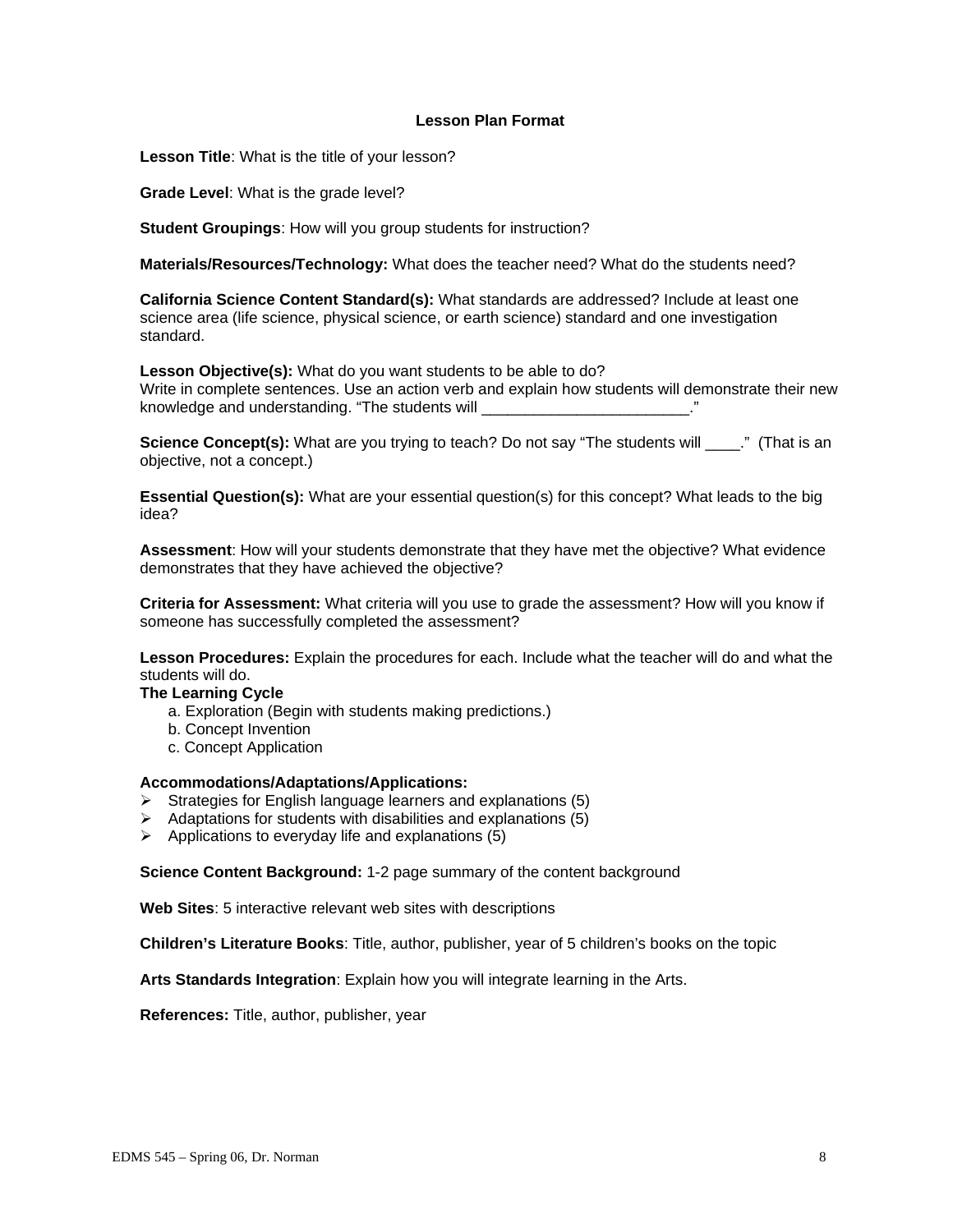## Lesson Plan Format

**Lesson Title**: What is the title of your lesson?

**Grade Level**: What is the grade level?

**Student Groupings**: How will you group students for instruction?

**Materials/Resources/Technology:** What does the teacher need? What do the students need?

**California Science Content Standard(s):** What standards are addressed? Include at least one science area (life science, physical science, or earth science) standard and one investigation standard.

**Lesson Objective(s):** What do you want students to be able to do?
Write in complete sentences. Use an action verb and explain how students will demonstrate their new knowledge and understanding. "The students will ________________________."

**Science Concept(s):** What are you trying to teach? Do not say "The students will ____." (That is an objective, not a concept.)

**Essential Question(s):** What are your essential question(s) for this concept? What leads to the big idea?

**Assessment**: How will your students demonstrate that they have met the objective? What evidence demonstrates that they have achieved the objective?

**Criteria for Assessment:** What criteria will you use to grade the assessment? How will you know if someone has successfully completed the assessment?

**Lesson Procedures:** Explain the procedures for each. Include what the teacher will do and what the students will do.

**The Learning Cycle**

a. Exploration (Begin with students making predictions.)
b. Concept Invention
c. Concept Application

**Accommodations/Adaptations/Applications:**

- Strategies for English language learners and explanations (5)
- Adaptations for students with disabilities and explanations (5)
- Applications to everyday life and explanations (5)

**Science Content Background:** 1-2 page summary of the content background

**Web Sites**: 5 interactive relevant web sites with descriptions

**Children's Literature Books**: Title, author, publisher, year of 5 children's books on the topic

**Arts Standards Integration**: Explain how you will integrate learning in the Arts.

**References:** Title, author, publisher, year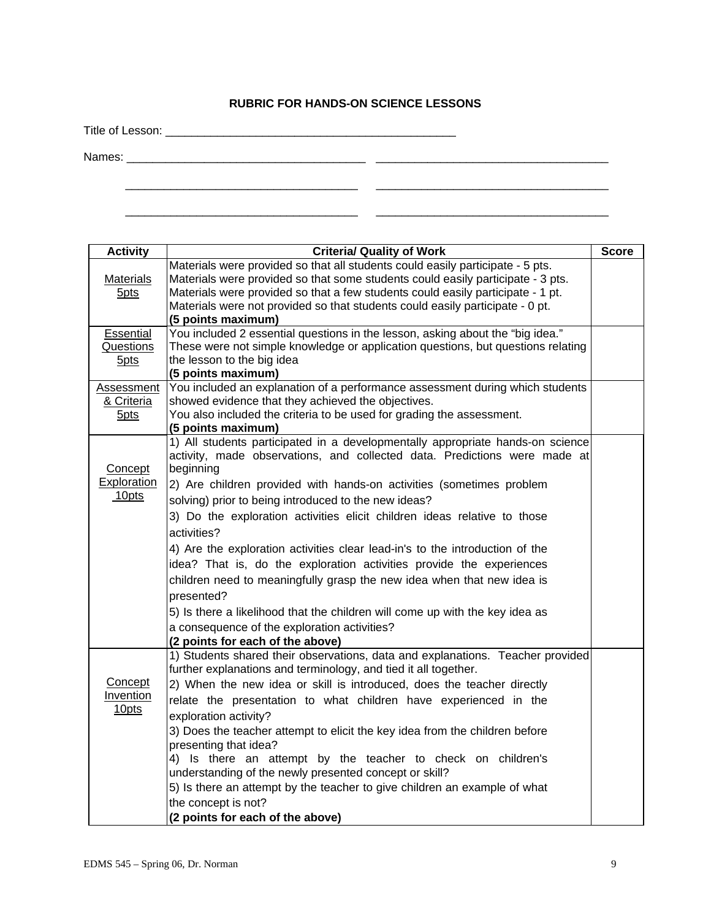**RUBRIC FOR HANDS-ON SCIENCE LESSONS**

Title of Lesson: _______________________________________________

Names: ______________________________________ ______________________________________

______________________________________ ______________________________________

______________________________________ ______________________________________

| Activity | Criteria/ Quality of Work | Score |
|---|---|---|
| Materials 5pts | Materials were provided so that all students could easily participate - 5 pts.<br>Materials were provided so that some students could easily participate - 3 pts.<br>Materials were provided so that a few students could easily participate - 1 pt.<br>Materials were not provided so that students could easily participate - 0 pt.<br>**(5 points maximum)** | |
| Essential Questions 5pts | You included 2 essential questions in the lesson, asking about the "big idea." These were not simple knowledge or application questions, but questions relating the lesson to the big idea<br>**(5 points maximum)** | |
| Assessment & Criteria 5pts | You included an explanation of a performance assessment during which students showed evidence that they achieved the objectives.<br>You also included the criteria to be used for grading the assessment.<br>**(5 points maximum)** | |
| Concept Exploration 10pts | 1) All students participated in a developmentally appropriate hands-on science activity, made observations, and collected data. Predictions were made at beginning<br>2) Are children provided with hands-on activities (sometimes problem solving) prior to being introduced to the new ideas?<br>3) Do the exploration activities elicit children ideas relative to those activities?<br>4) Are the exploration activities clear lead-in's to the introduction of the idea? That is, do the exploration activities provide the experiences children need to meaningfully grasp the new idea when that new idea is presented?<br>5) Is there a likelihood that the children will come up with the key idea as a consequence of the exploration activities?<br>**(2 points for each of the above)** | |
| Concept Invention 10pts | 1) Students shared their observations, data and explanations. Teacher provided further explanations and terminology, and tied it all together.<br>2) When the new idea or skill is introduced, does the teacher directly relate the presentation to what children have experienced in the exploration activity?<br>3) Does the teacher attempt to elicit the key idea from the children before presenting that idea?<br>4) Is there an attempt by the teacher to check on children's understanding of the newly presented concept or skill?<br>5) Is there an attempt by the teacher to give children an example of what the concept is not?<br>**(2 points for each of the above)** | |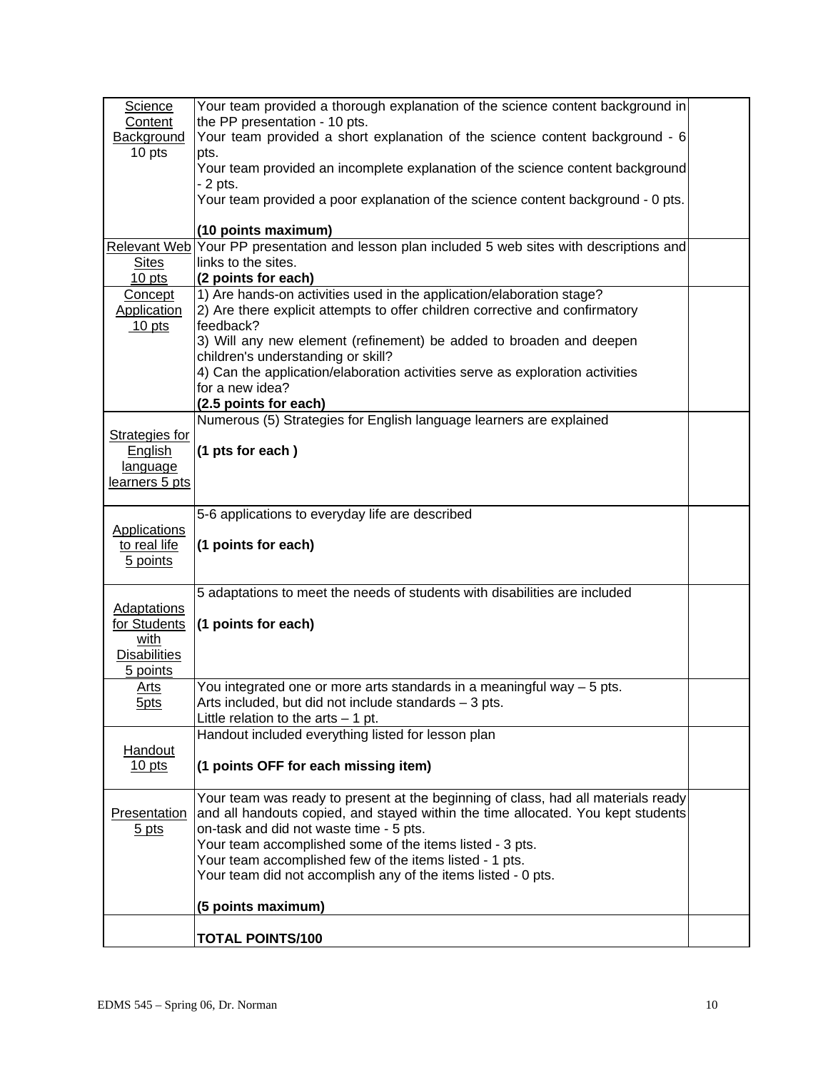| Science Content Background 10 pts | Your team provided a thorough explanation of the science content background in the PP presentation - 10 pts.<br>Your team provided a short explanation of the science content background - 6 pts.<br>Your team provided an incomplete explanation of the science content background - 2 pts.<br>Your team provided a poor explanation of the science content background - 0 pts.<br><br>**(10 points maximum)** | |
|---|---|---|
| Relevant Web Sites 10 pts | Your PP presentation and lesson plan included 5 web sites with descriptions and links to the sites.<br>**(2 points for each)** | |
| Concept Application 10 pts | 1) Are hands-on activities used in the application/elaboration stage?<br>2) Are there explicit attempts to offer children corrective and confirmatory feedback?<br>3) Will any new element (refinement) be added to broaden and deepen children's understanding or skill?<br>4) Can the application/elaboration activities serve as exploration activities for a new idea?<br>**(2.5 points for each)** | |
| Strategies for English language learners 5 pts | Numerous (5) Strategies for English language learners are explained<br><br>**(1 pts for each )** | |
| Applications to real life 5 points | 5-6 applications to everyday life are described<br><br>**(1 points for each)** | |
| Adaptations for Students with Disabilities 5 points | 5 adaptations to meet the needs of students with disabilities are included<br><br>**(1 points for each)** | |
| Arts 5pts | You integrated one or more arts standards in a meaningful way – 5 pts.<br>Arts included, but did not include standards – 3 pts.<br>Little relation to the arts – 1 pt. | |
| Handout 10 pts | Handout included everything listed for lesson plan<br><br>**(1 points OFF for each missing item)** | |
| Presentation 5 pts | Your team was ready to present at the beginning of class, had all materials ready and all handouts copied, and stayed within the time allocated. You kept students on-task and did not waste time - 5 pts.<br>Your team accomplished some of the items listed - 3 pts.<br>Your team accomplished few of the items listed - 1 pts.<br>Your team did not accomplish any of the items listed - 0 pts.<br><br>**(5 points maximum)** | |
| | **TOTAL POINTS/100** | |

EDMS 545 – Spring 06, Dr. Norman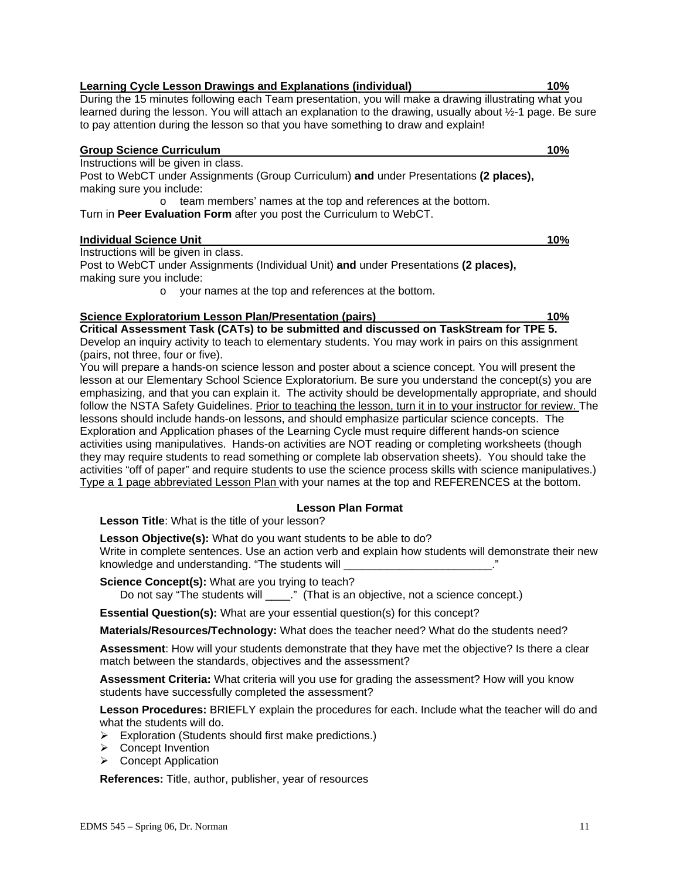**Learning Cycle Lesson Drawings and Explanations (individual) 10%**

During the 15 minutes following each Team presentation, you will make a drawing illustrating what you learned during the lesson. You will attach an explanation to the drawing, usually about ½-1 page. Be sure to pay attention during the lesson so that you have something to draw and explain!

**Group Science Curriculum 10%**

Instructions will be given in class.

Post to WebCT under Assignments (Group Curriculum) **and** under Presentations **(2 places),** making sure you include:

- team members' names at the top and references at the bottom.

Turn in **Peer Evaluation Form** after you post the Curriculum to WebCT.

**Individual Science Unit 10%**

Instructions will be given in class.

Post to WebCT under Assignments (Individual Unit) **and** under Presentations **(2 places),** making sure you include:

- your names at the top and references at the bottom.

**Science Exploratorium Lesson Plan/Presentation (pairs) 10%**

**Critical Assessment Task (CATs) to be submitted and discussed on TaskStream for TPE 5.**

Develop an inquiry activity to teach to elementary students. You may work in pairs on this assignment (pairs, not three, four or five).

You will prepare a hands-on science lesson and poster about a science concept. You will present the lesson at our Elementary School Science Exploratorium. Be sure you understand the concept(s) you are emphasizing, and that you can explain it. The activity should be developmentally appropriate, and should follow the NSTA Safety Guidelines. Prior to teaching the lesson, turn it in to your instructor for review. The lessons should include hands-on lessons, and should emphasize particular science concepts. The Exploration and Application phases of the Learning Cycle must require different hands-on science activities using manipulatives. Hands-on activities are NOT reading or completing worksheets (though they may require students to read something or complete lab observation sheets). You should take the activities "off of paper" and require students to use the science process skills with science manipulatives.) Type a 1 page abbreviated Lesson Plan with your names at the top and REFERENCES at the bottom.

**Lesson Plan Format**

**Lesson Title**: What is the title of your lesson?

**Lesson Objective(s):** What do you want students to be able to do?
Write in complete sentences. Use an action verb and explain how students will demonstrate their new knowledge and understanding. "The students will ________________________."

**Science Concept(s):** What are you trying to teach?
Do not say "The students will ____." (That is an objective, not a science concept.)

**Essential Question(s):** What are your essential question(s) for this concept?

**Materials/Resources/Technology:** What does the teacher need? What do the students need?

**Assessment**: How will your students demonstrate that they have met the objective? Is there a clear match between the standards, objectives and the assessment?

**Assessment Criteria:** What criteria will you use for grading the assessment? How will you know students have successfully completed the assessment?

**Lesson Procedures:** BRIEFLY explain the procedures for each. Include what the teacher will do and what the students will do.

- Exploration (Students should first make predictions.)
- Concept Invention
- Concept Application

**References:** Title, author, publisher, year of resources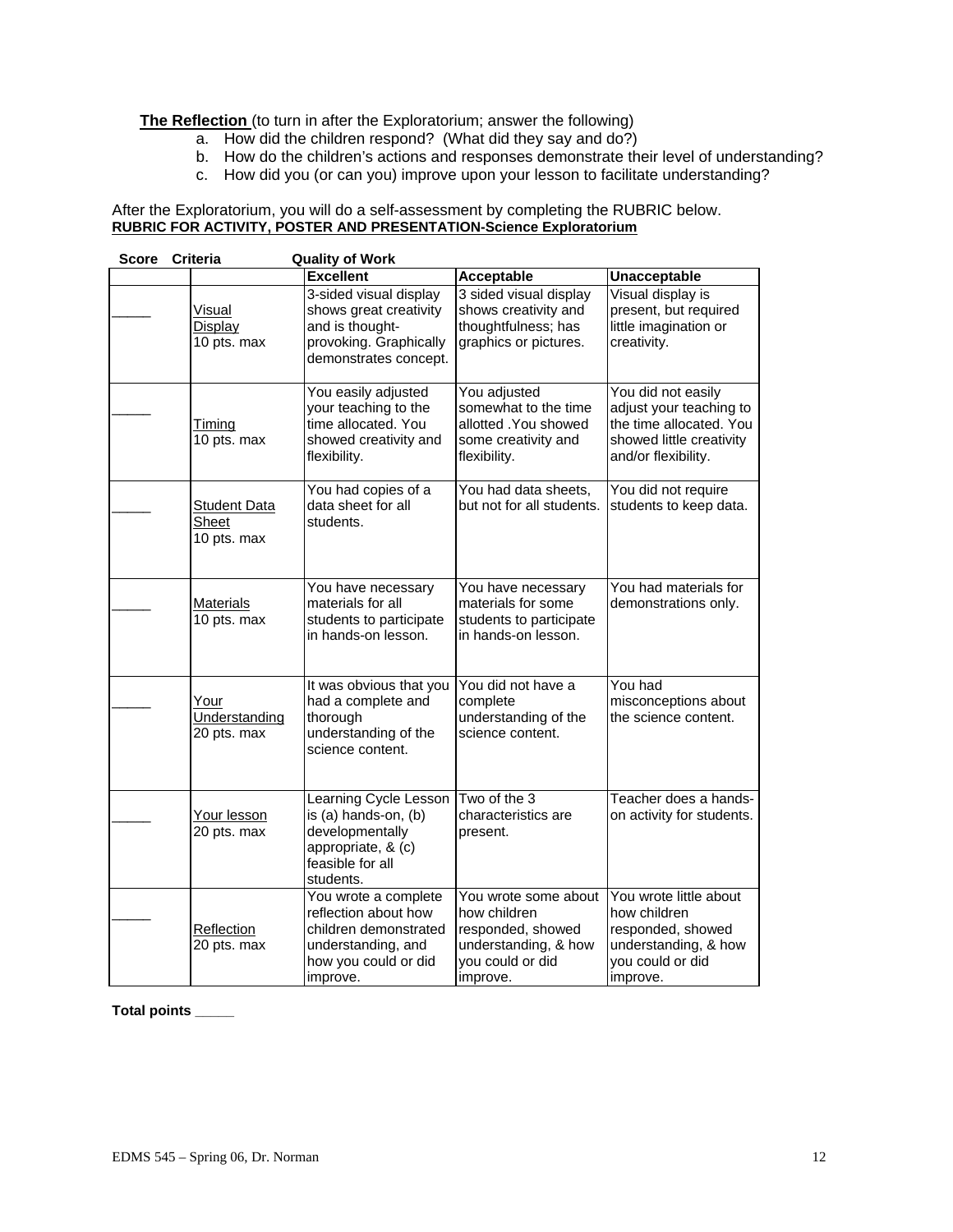**The Reflection** (to turn in after the Exploratorium; answer the following)

a. How did the children respond? (What did they say and do?)
b. How do the children's actions and responses demonstrate their level of understanding?
c. How did you (or can you) improve upon your lesson to facilitate understanding?

After the Exploratorium, you will do a self-assessment by completing the RUBRIC below.

**RUBRIC FOR ACTIVITY, POSTER AND PRESENTATION-Science Exploratorium**

| Score | Criteria | Quality of Work | | |
|---|---|---|---|---|
| | | **Excellent** | **Acceptable** | **Unacceptable** |
| _____ | Visual Display 10 pts. max | 3-sided visual display shows great creativity and is thought-provoking. Graphically demonstrates concept. | 3 sided visual display shows creativity and thoughtfulness; has graphics or pictures. | Visual display is present, but required little imagination or creativity. |
| _____ | Timing 10 pts. max | You easily adjusted your teaching to the time allocated. You showed creativity and flexibility. | You adjusted somewhat to the time allotted .You showed some creativity and flexibility. | You did not easily adjust your teaching to the time allocated. You showed little creativity and/or flexibility. |
| _____ | Student Data Sheet 10 pts. max | You had copies of a data sheet for all students. | You had data sheets, but not for all students. | You did not require students to keep data. |
| _____ | Materials 10 pts. max | You have necessary materials for all students to participate in hands-on lesson. | You have necessary materials for some students to participate in hands-on lesson. | You had materials for demonstrations only. |
| _____ | Your Understanding 20 pts. max | It was obvious that you had a complete and thorough understanding of the science content. | You did not have a complete understanding of the science content. | You had misconceptions about the science content. |
| _____ | Your lesson 20 pts. max | Learning Cycle Lesson is (a) hands-on, (b) developmentally appropriate, & (c) feasible for all students. | Two of the 3 characteristics are present. | Teacher does a hands-on activity for students. |
| _____ | Reflection 20 pts. max | You wrote a complete reflection about how children demonstrated understanding, and how you could or did improve. | You wrote some about how children responded, showed understanding, & how you could or did improve. | You wrote little about how children responded, showed understanding, & how you could or did improve. |

**Total points _____**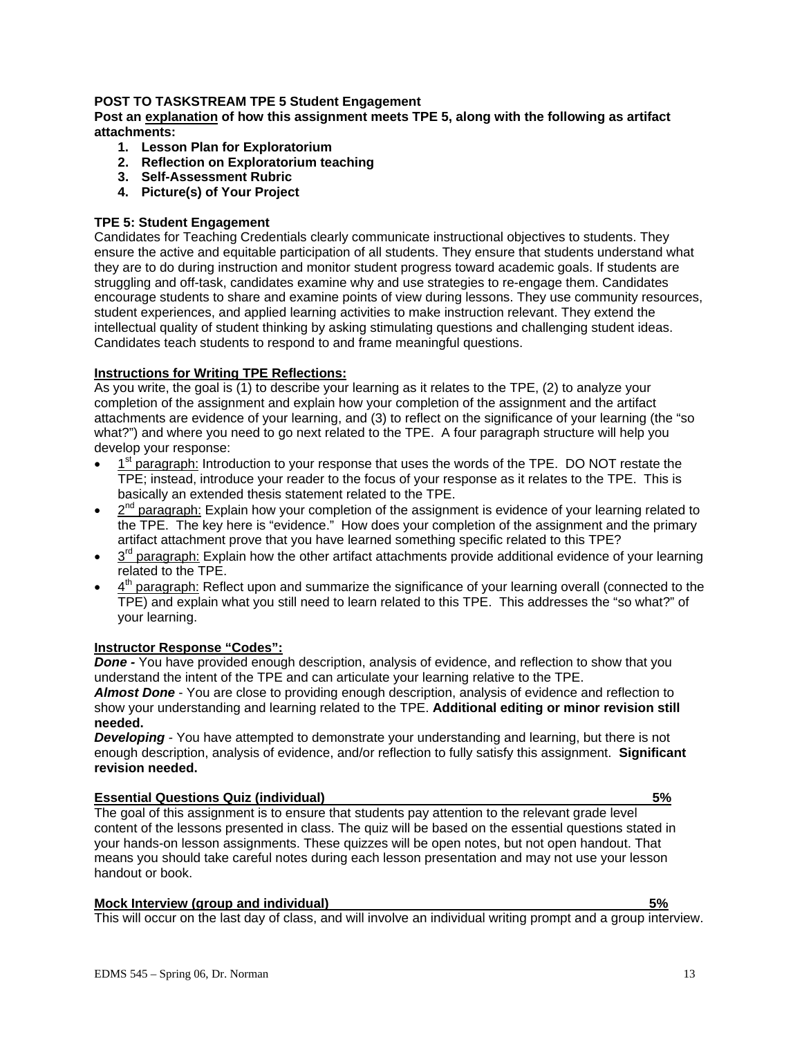**POST TO TASKSTREAM TPE 5 Student Engagement**

**Post an <u>explanation</u> of how this assignment meets TPE 5, along with the following as artifact attachments:**

1. **Lesson Plan for Exploratorium**
2. **Reflection on Exploratorium teaching**
3. **Self-Assessment Rubric**
4. **Picture(s) of Your Project**

**TPE 5: Student Engagement**

Candidates for Teaching Credentials clearly communicate instructional objectives to students. They ensure the active and equitable participation of all students. They ensure that students understand what they are to do during instruction and monitor student progress toward academic goals. If students are struggling and off-task, candidates examine why and use strategies to re-engage them. Candidates encourage students to share and examine points of view during lessons. They use community resources, student experiences, and applied learning activities to make instruction relevant. They extend the intellectual quality of student thinking by asking stimulating questions and challenging student ideas. Candidates teach students to respond to and frame meaningful questions.

**<u>Instructions for Writing TPE Reflections:</u>**

As you write, the goal is (1) to describe your learning as it relates to the TPE, (2) to analyze your completion of the assignment and explain how your completion of the assignment and the artifact attachments are evidence of your learning, and (3) to reflect on the significance of your learning (the "so what?") and where you need to go next related to the TPE. A four paragraph structure will help you develop your response:

- <u>1st paragraph:</u> Introduction to your response that uses the words of the TPE. DO NOT restate the TPE; instead, introduce your reader to the focus of your response as it relates to the TPE. This is basically an extended thesis statement related to the TPE.
- <u>2nd paragraph:</u> Explain how your completion of the assignment is evidence of your learning related to the TPE. The key here is "evidence." How does your completion of the assignment and the primary artifact attachment prove that you have learned something specific related to this TPE?
- <u>3rd paragraph:</u> Explain how the other artifact attachments provide additional evidence of your learning related to the TPE.
- <u>4th paragraph:</u> Reflect upon and summarize the significance of your learning overall (connected to the TPE) and explain what you still need to learn related to this TPE. This addresses the "so what?" of your learning.

**<u>Instructor Response "Codes":</u>**

***Done -*** You have provided enough description, analysis of evidence, and reflection to show that you understand the intent of the TPE and can articulate your learning relative to the TPE.

***Almost Done*** - You are close to providing enough description, analysis of evidence and reflection to show your understanding and learning related to the TPE. **Additional editing or minor revision still needed.**

***Developing*** - You have attempted to demonstrate your understanding and learning, but there is not enough description, analysis of evidence, and/or reflection to fully satisfy this assignment. **Significant revision needed.**

**<u>Essential Questions Quiz (individual) 5%</u>**

The goal of this assignment is to ensure that students pay attention to the relevant grade level content of the lessons presented in class. The quiz will be based on the essential questions stated in your hands-on lesson assignments. These quizzes will be open notes, but not open handout. That means you should take careful notes during each lesson presentation and may not use your lesson handout or book.

**<u>Mock Interview (group and individual) 5%</u>**

This will occur on the last day of class, and will involve an individual writing prompt and a group interview.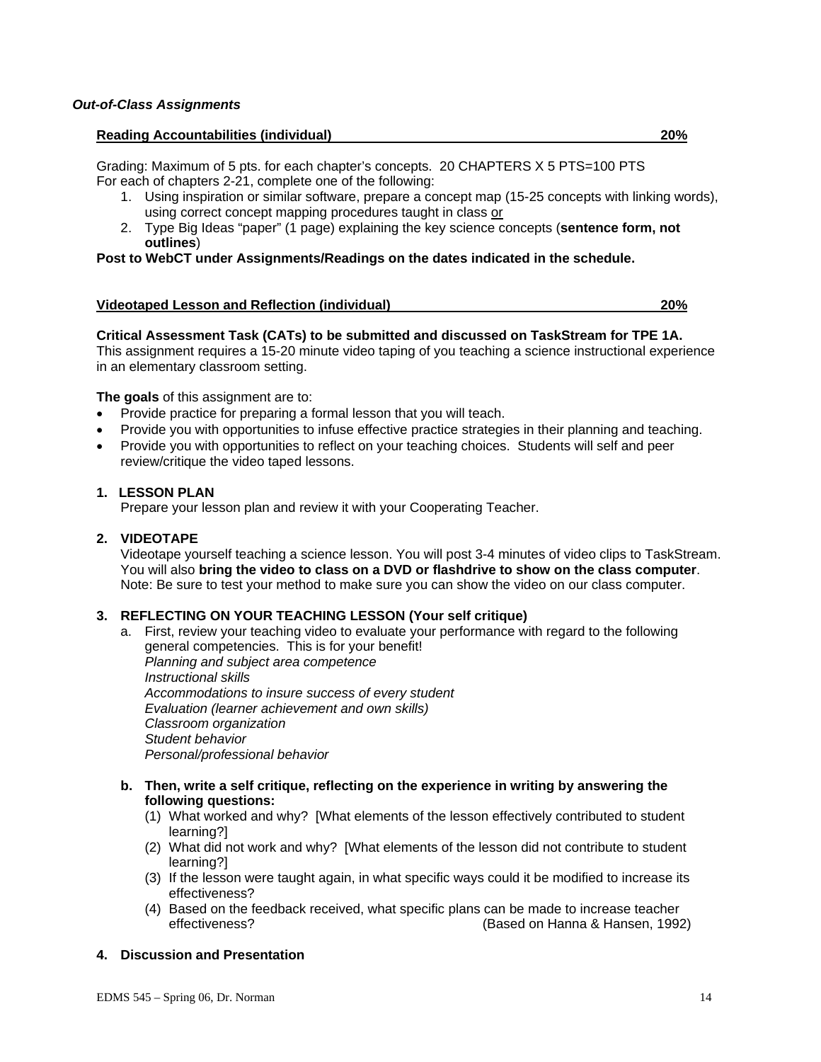***Out-of-Class Assignments***

**Reading Accountabilities (individual) 20%**

Grading: Maximum of 5 pts. for each chapter's concepts. 20 CHAPTERS X 5 PTS=100 PTS
For each of chapters 2-21, complete one of the following:

1. Using inspiration or similar software, prepare a concept map (15-25 concepts with linking words), using correct concept mapping procedures taught in class or
2. Type Big Ideas "paper" (1 page) explaining the key science concepts (**sentence form, not outlines**)

**Post to WebCT under Assignments/Readings on the dates indicated in the schedule.**

**Videotaped Lesson and Reflection (individual) 20%**

**Critical Assessment Task (CATs) to be submitted and discussed on TaskStream for TPE 1A.**
This assignment requires a 15-20 minute video taping of you teaching a science instructional experience in an elementary classroom setting.

**The goals** of this assignment are to:

- Provide practice for preparing a formal lesson that you will teach.
- Provide you with opportunities to infuse effective practice strategies in their planning and teaching.
- Provide you with opportunities to reflect on your teaching choices. Students will self and peer review/critique the video taped lessons.

**1. LESSON PLAN**

Prepare your lesson plan and review it with your Cooperating Teacher.

**2. VIDEOTAPE**

Videotape yourself teaching a science lesson. You will post 3-4 minutes of video clips to TaskStream. You will also **bring the video to class on a DVD or flashdrive to show on the class computer**. Note: Be sure to test your method to make sure you can show the video on our class computer.

**3. REFLECTING ON YOUR TEACHING LESSON (Your self critique)**

a. First, review your teaching video to evaluate your performance with regard to the following general competencies. This is for your benefit!
   *Planning and subject area competence*
   *Instructional skills*
   *Accommodations to insure success of every student*
   *Evaluation (learner achievement and own skills)*
   *Classroom organization*
   *Student behavior*
   *Personal/professional behavior*

b. **Then, write a self critique, reflecting on the experience in writing by answering the following questions:**
   (1) What worked and why? [What elements of the lesson effectively contributed to student learning?]
   (2) What did not work and why? [What elements of the lesson did not contribute to student learning?]
   (3) If the lesson were taught again, in what specific ways could it be modified to increase its effectiveness?
   (4) Based on the feedback received, what specific plans can be made to increase teacher effectiveness? (Based on Hanna & Hansen, 1992)

**4. Discussion and Presentation**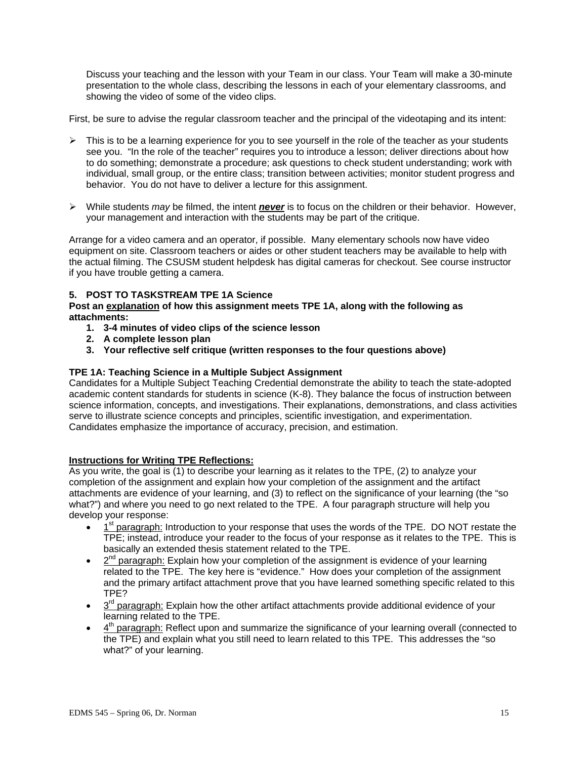Discuss your teaching and the lesson with your Team in our class. Your Team will make a 30-minute presentation to the whole class, describing the lessons in each of your elementary classrooms, and showing the video of some of the video clips.

First, be sure to advise the regular classroom teacher and the principal of the videotaping and its intent:

- This is to be a learning experience for you to see yourself in the role of the teacher as your students see you. "In the role of the teacher" requires you to introduce a lesson; deliver directions about how to do something; demonstrate a procedure; ask questions to check student understanding; work with individual, small group, or the entire class; transition between activities; monitor student progress and behavior. You do not have to deliver a lecture for this assignment.
- While students *may* be filmed, the intent ***never*** is to focus on the children or their behavior. However, your management and interaction with the students may be part of the critique.

Arrange for a video camera and an operator, if possible. Many elementary schools now have video equipment on site. Classroom teachers or aides or other student teachers may be available to help with the actual filming. The CSUSM student helpdesk has digital cameras for checkout. See course instructor if you have trouble getting a camera.

### 5. POST TO TASKSTREAM TPE 1A Science

**Post an explanation of how this assignment meets TPE 1A, along with the following as attachments:**

1. **3-4 minutes of video clips of the science lesson**
2. **A complete lesson plan**
3. **Your reflective self critique (written responses to the four questions above)**

**TPE 1A: Teaching Science in a Multiple Subject Assignment**

Candidates for a Multiple Subject Teaching Credential demonstrate the ability to teach the state-adopted academic content standards for students in science (K-8). They balance the focus of instruction between science information, concepts, and investigations. Their explanations, demonstrations, and class activities serve to illustrate science concepts and principles, scientific investigation, and experimentation. Candidates emphasize the importance of accuracy, precision, and estimation.

**Instructions for Writing TPE Reflections:**

As you write, the goal is (1) to describe your learning as it relates to the TPE, (2) to analyze your completion of the assignment and explain how your completion of the assignment and the artifact attachments are evidence of your learning, and (3) to reflect on the significance of your learning (the "so what?") and where you need to go next related to the TPE. A four paragraph structure will help you develop your response:

- 1st paragraph: Introduction to your response that uses the words of the TPE. DO NOT restate the TPE; instead, introduce your reader to the focus of your response as it relates to the TPE. This is basically an extended thesis statement related to the TPE.
- 2nd paragraph: Explain how your completion of the assignment is evidence of your learning related to the TPE. The key here is "evidence." How does your completion of the assignment and the primary artifact attachment prove that you have learned something specific related to this TPE?
- 3rd paragraph: Explain how the other artifact attachments provide additional evidence of your learning related to the TPE.
- 4th paragraph: Reflect upon and summarize the significance of your learning overall (connected to the TPE) and explain what you still need to learn related to this TPE. This addresses the "so what?" of your learning.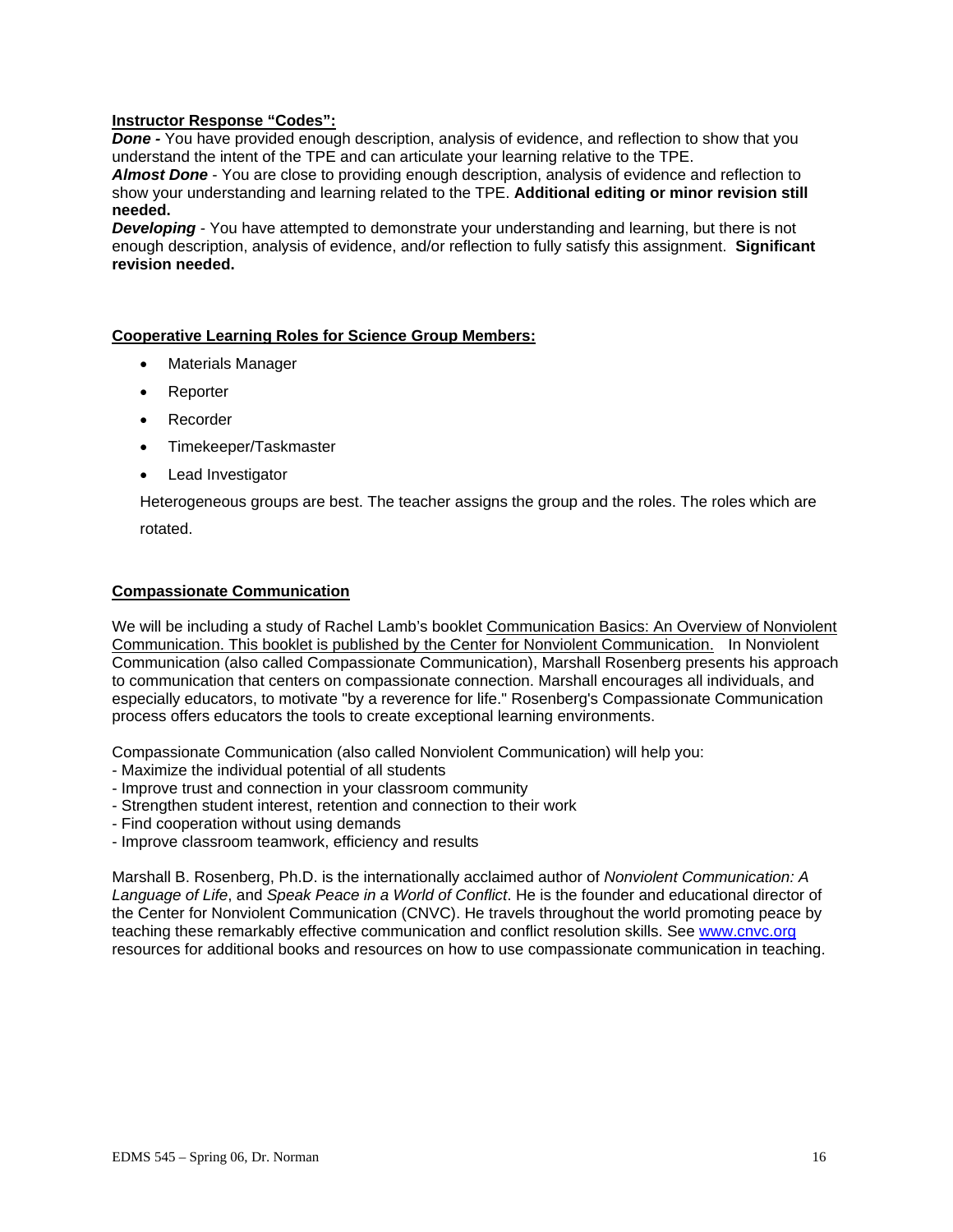**Instructor Response "Codes":**

***Done -*** You have provided enough description, analysis of evidence, and reflection to show that you understand the intent of the TPE and can articulate your learning relative to the TPE.

***Almost Done*** - You are close to providing enough description, analysis of evidence and reflection to show your understanding and learning related to the TPE. **Additional editing or minor revision still needed.**

***Developing*** - You have attempted to demonstrate your understanding and learning, but there is not enough description, analysis of evidence, and/or reflection to fully satisfy this assignment. **Significant revision needed.**

**Cooperative Learning Roles for Science Group Members:**

- Materials Manager
- Reporter
- Recorder
- Timekeeper/Taskmaster
- Lead Investigator

Heterogeneous groups are best. The teacher assigns the group and the roles. The roles which are rotated.

**Compassionate Communication**

We will be including a study of Rachel Lamb's booklet Communication Basics: An Overview of Nonviolent Communication. This booklet is published by the Center for Nonviolent Communication. In Nonviolent Communication (also called Compassionate Communication), Marshall Rosenberg presents his approach to communication that centers on compassionate connection. Marshall encourages all individuals, and especially educators, to motivate "by a reverence for life." Rosenberg's Compassionate Communication process offers educators the tools to create exceptional learning environments.

Compassionate Communication (also called Nonviolent Communication) will help you:
- Maximize the individual potential of all students
- Improve trust and connection in your classroom community
- Strengthen student interest, retention and connection to their work
- Find cooperation without using demands
- Improve classroom teamwork, efficiency and results

Marshall B. Rosenberg, Ph.D. is the internationally acclaimed author of *Nonviolent Communication: A Language of Life*, and *Speak Peace in a World of Conflict*. He is the founder and educational director of the Center for Nonviolent Communication (CNVC). He travels throughout the world promoting peace by teaching these remarkably effective communication and conflict resolution skills. See www.cnvc.org resources for additional books and resources on how to use compassionate communication in teaching.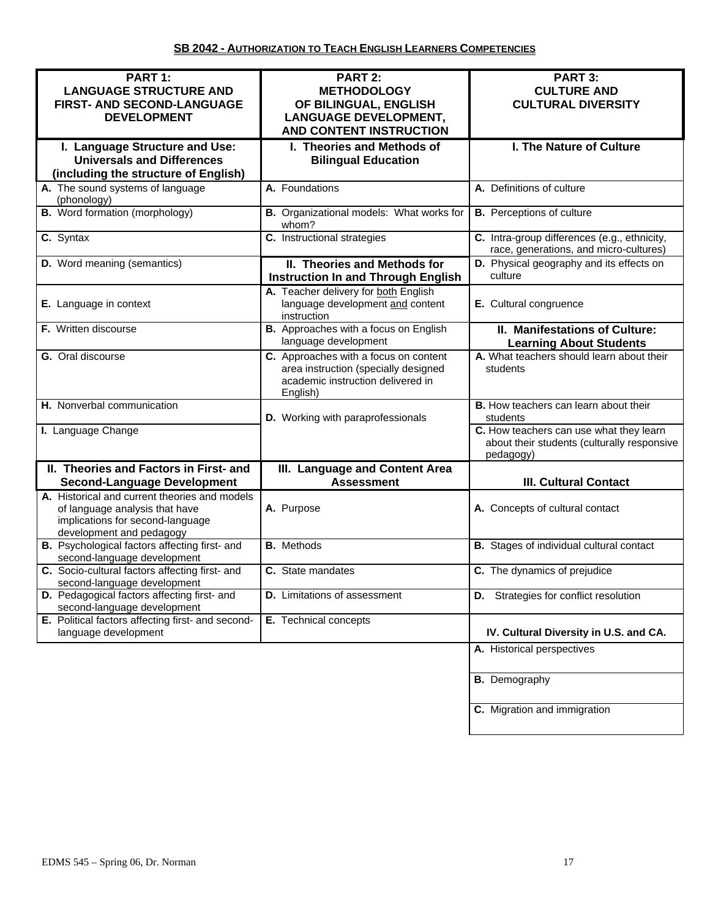## SB 2042 - AUTHORIZATION TO TEACH ENGLISH LEARNERS COMPETENCIES

| PART 1: LANGUAGE STRUCTURE AND FIRST- AND SECOND-LANGUAGE DEVELOPMENT | PART 2: METHODOLOGY OF BILINGUAL, ENGLISH LANGUAGE DEVELOPMENT, AND CONTENT INSTRUCTION | PART 3: CULTURE AND CULTURAL DIVERSITY |
|---|---|---|
| **I. Language Structure and Use: Universals and Differences (including the structure of English)** | **I. Theories and Methods of Bilingual Education** | **I. The Nature of Culture** |
| **A.** The sound systems of language (phonology) | **A.** Foundations | **A.** Definitions of culture |
| **B.** Word formation (morphology) | **B.** Organizational models: What works for whom? | **B.** Perceptions of culture |
| **C.** Syntax | **C.** Instructional strategies | **C.** Intra-group differences (e.g., ethnicity, race, generations, and micro-cultures) |
| **D.** Word meaning (semantics) | **II. Theories and Methods for Instruction In and Through English** | **D.** Physical geography and its effects on culture |
| **E.** Language in context | **A.** Teacher delivery for both English language development and content instruction | **E.** Cultural congruence |
| **F.** Written discourse | **B.** Approaches with a focus on English language development | **II. Manifestations of Culture: Learning About Students** |
| **G.** Oral discourse | **C.** Approaches with a focus on content area instruction (specially designed academic instruction delivered in English) | **A.** What teachers should learn about their students |
| **H.** Nonverbal communication | **D.** Working with paraprofessionals | **B.** How teachers can learn about their students |
| **I.** Language Change | | **C.** How teachers can use what they learn about their students (culturally responsive pedagogy) |
| **II. Theories and Factors in First- and Second-Language Development** | **III. Language and Content Area Assessment** | **III. Cultural Contact** |
| **A.** Historical and current theories and models of language analysis that have implications for second-language development and pedagogy | **A.** Purpose | **A.** Concepts of cultural contact |
| **B.** Psychological factors affecting first- and second-language development | **B.** Methods | **B.** Stages of individual cultural contact |
| **C.** Socio-cultural factors affecting first- and second-language development | **C.** State mandates | **C.** The dynamics of prejudice |
| **D.** Pedagogical factors affecting first- and second-language development | **D.** Limitations of assessment | **D.** Strategies for conflict resolution |
| **E.** Political factors affecting first- and second-language development | **E.** Technical concepts | **IV. Cultural Diversity in U.S. and CA.** |
| | | **A.** Historical perspectives |
| | | **B.** Demography |
| | | **C.** Migration and immigration |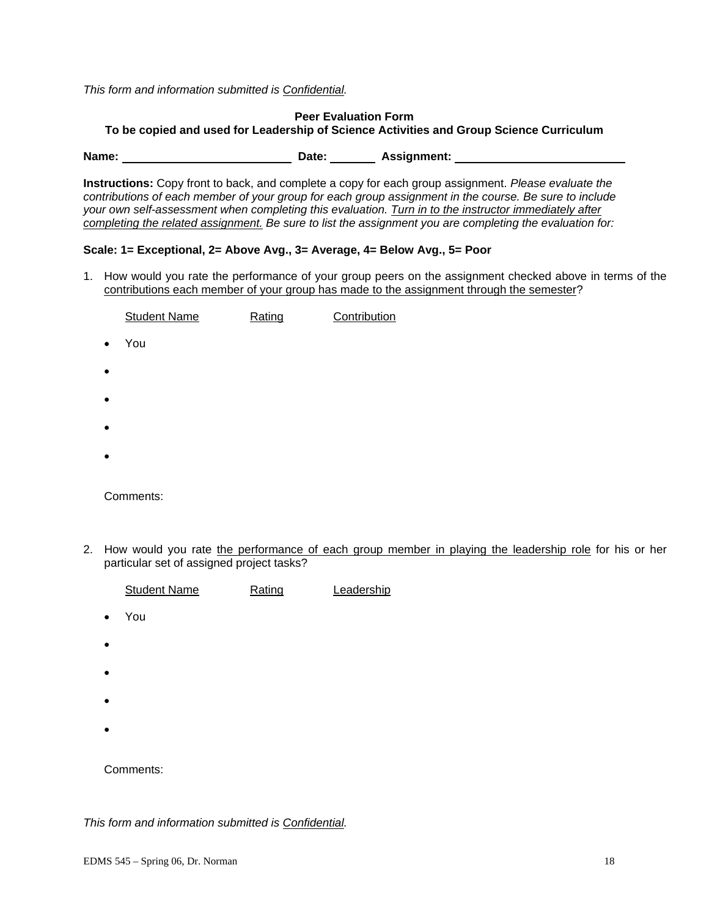*This form and information submitted is Confidential.*

**Peer Evaluation Form**
**To be copied and used for Leadership of Science Activities and Group Science Curriculum**

**Name:** ____________________ **Date:** ______ **Assignment:** ____________________

**Instructions:** Copy front to back, and complete a copy for each group assignment. *Please evaluate the contributions of each member of your group for each group assignment in the course. Be sure to include your own self-assessment when completing this evaluation. Turn in to the instructor immediately after completing the related assignment. Be sure to list the assignment you are completing the evaluation for:*

**Scale: 1= Exceptional, 2= Above Avg., 3= Average, 4= Below Avg., 5= Poor**

1. How would you rate the performance of your group peers on the assignment checked above in terms of the contributions each member of your group has made to the assignment through the semester?

   Student Name     Rating     Contribution

   - You
   -
   -
   -
   -

   Comments:

2. How would you rate the performance of each group member in playing the leadership role for his or her particular set of assigned project tasks?

   Student Name     Rating     Leadership

   - You
   -
   -
   -
   -

   Comments:

*This form and information submitted is Confidential.*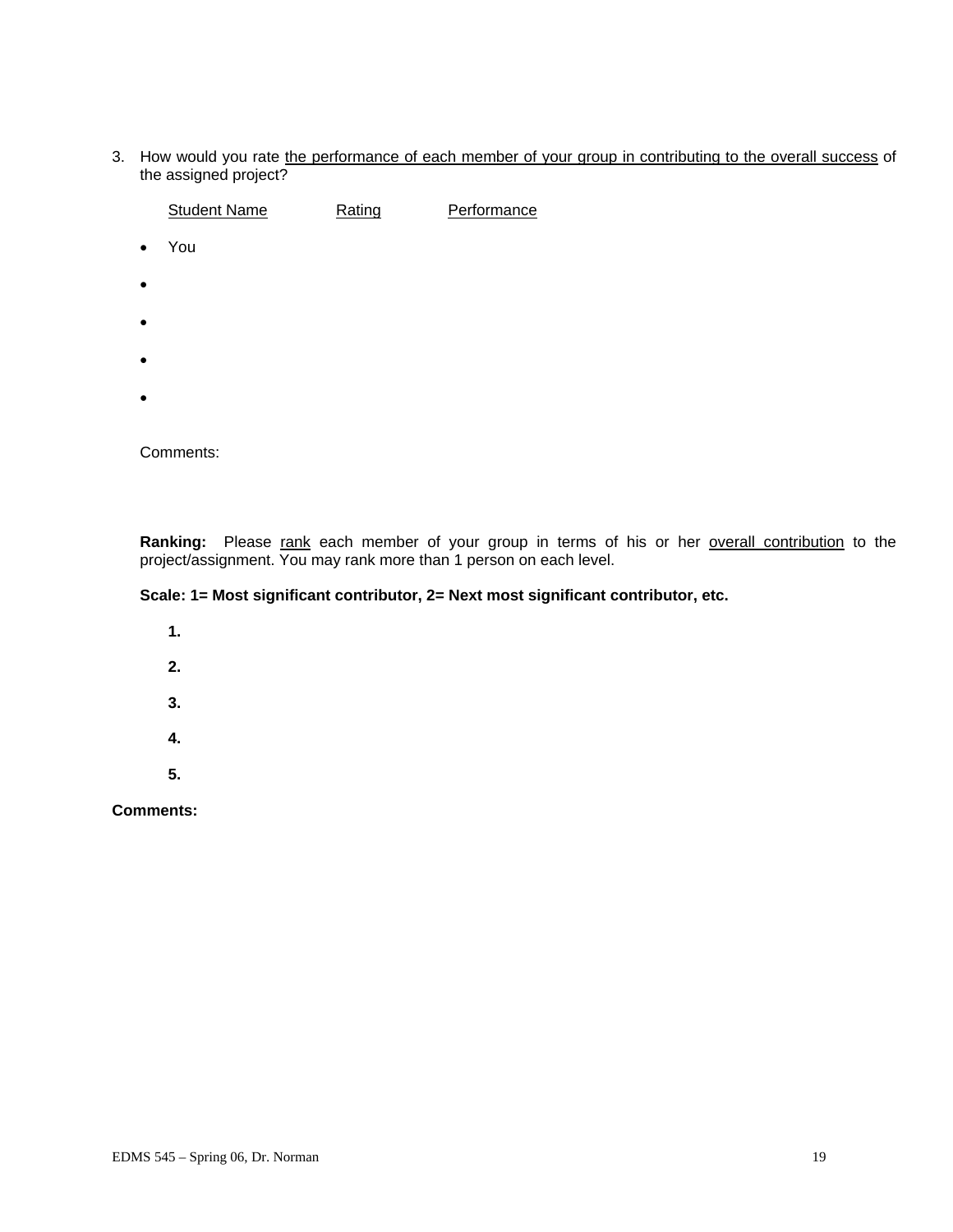3. How would you rate the performance of each member of your group in contributing to the overall success of the assigned project?

   Student Name          Rating          Performance

   - You
   -
   -
   -
   -

   Comments:

   **Ranking:** Please rank each member of your group in terms of his or her overall contribution to the project/assignment. You may rank more than 1 person on each level.

   **Scale: 1= Most significant contributor, 2= Next most significant contributor, etc.**

   **1.**

   **2.**

   **3.**

   **4.**

   **5.**

**Comments:**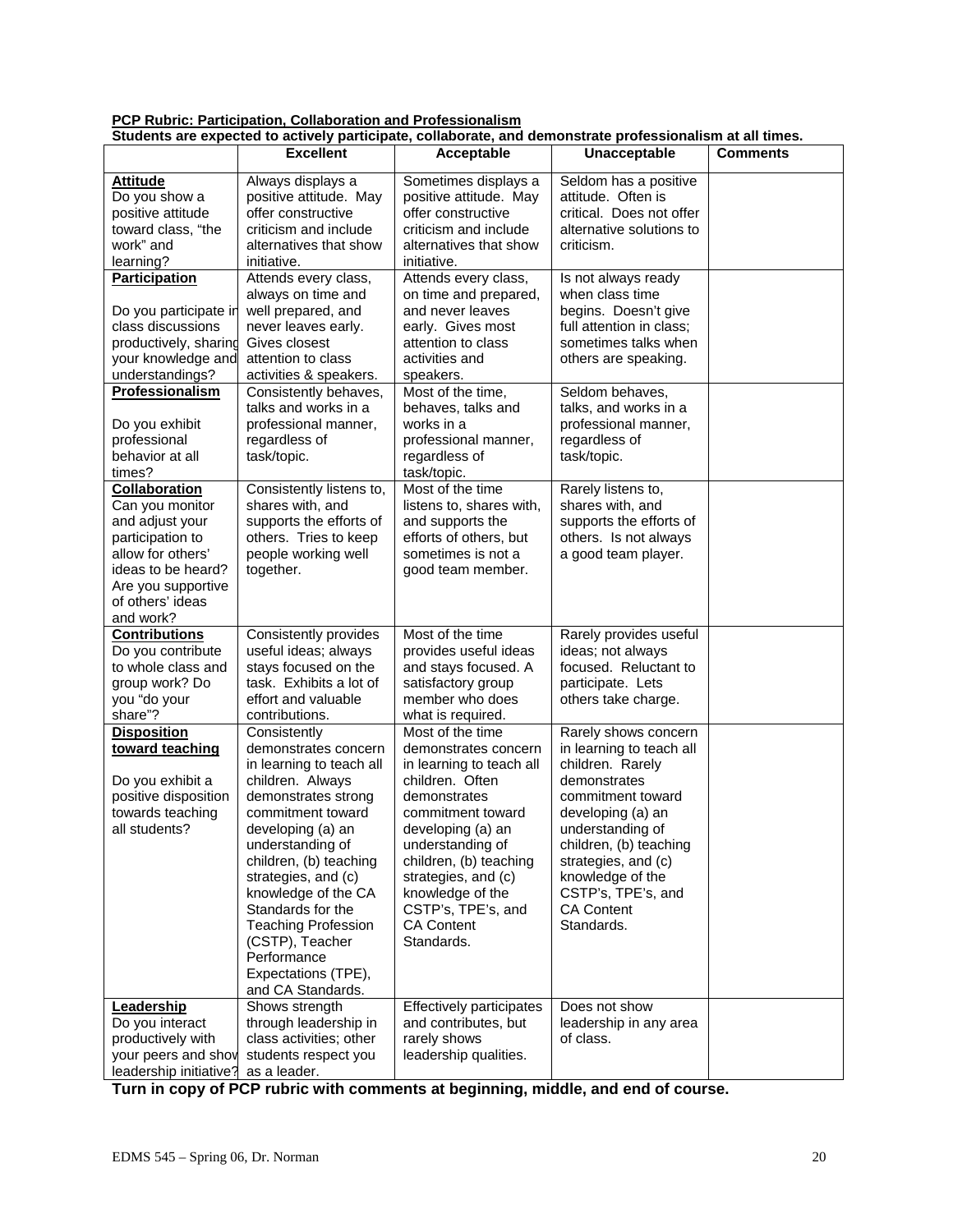**PCP Rubric: Participation, Collaboration and Professionalism**

**Students are expected to actively participate, collaborate, and demonstrate professionalism at all times.**

| | **Excellent** | **Acceptable** | **Unacceptable** | **Comments** |
|---|---|---|---|---|
| **Attitude** Do you show a positive attitude toward class, "the work" and learning? | Always displays a positive attitude. May offer constructive criticism and include alternatives that show initiative. | Sometimes displays a positive attitude. May offer constructive criticism and include alternatives that show initiative. | Seldom has a positive attitude. Often is critical. Does not offer alternative solutions to criticism. | |
| **Participation** Do you participate in class discussions productively, sharing your knowledge and understandings? | Attends every class, always on time and well prepared, and never leaves early. Gives closest attention to class activities & speakers. | Attends every class, on time and prepared, and never leaves early. Gives most attention to class activities and speakers. | Is not always ready when class time begins. Doesn't give full attention in class; sometimes talks when others are speaking. | |
| **Professionalism** Do you exhibit professional behavior at all times? | Consistently behaves, talks and works in a professional manner, regardless of task/topic. | Most of the time, behaves, talks and works in a professional manner, regardless of task/topic. | Seldom behaves, talks, and works in a professional manner, regardless of task/topic. | |
| **Collaboration** Can you monitor and adjust your participation to allow for others' ideas to be heard? Are you supportive of others' ideas and work? | Consistently listens to, shares with, and supports the efforts of others. Tries to keep people working well together. | Most of the time listens to, shares with, and supports the efforts of others, but sometimes is not a good team member. | Rarely listens to, shares with, and supports the efforts of others. Is not always a good team player. | |
| **Contributions** Do you contribute to whole class and group work? Do you "do your share"? | Consistently provides useful ideas; always stays focused on the task. Exhibits a lot of effort and valuable contributions. | Most of the time provides useful ideas and stays focused. A satisfactory group member who does what is required. | Rarely provides useful ideas; not always focused. Reluctant to participate. Lets others take charge. | |
| **Disposition toward teaching** Do you exhibit a positive disposition towards teaching all students? | Consistently demonstrates concern in learning to teach all children. Always demonstrates strong commitment toward developing (a) an understanding of children, (b) teaching strategies, and (c) knowledge of the CA Standards for the Teaching Profession (CSTP), Teacher Performance Expectations (TPE), and CA Standards. | Most of the time demonstrates concern in learning to teach all children. Often demonstrates commitment toward developing (a) an understanding of children, (b) teaching strategies, and (c) knowledge of the CSTP's, TPE's, and CA Content Standards. | Rarely shows concern in learning to teach all children. Rarely demonstrates commitment toward developing (a) an understanding of children, (b) teaching strategies, and (c) knowledge of the CSTP's, TPE's, and CA Content Standards. | |
| **Leadership** Do you interact productively with your peers and show leadership initiative? | Shows strength through leadership in class activities; other students respect you as a leader. | Effectively participates and contributes, but rarely shows leadership qualities. | Does not show leadership in any area of class. | |

**Turn in copy of PCP rubric with comments at beginning, middle, and end of course.**